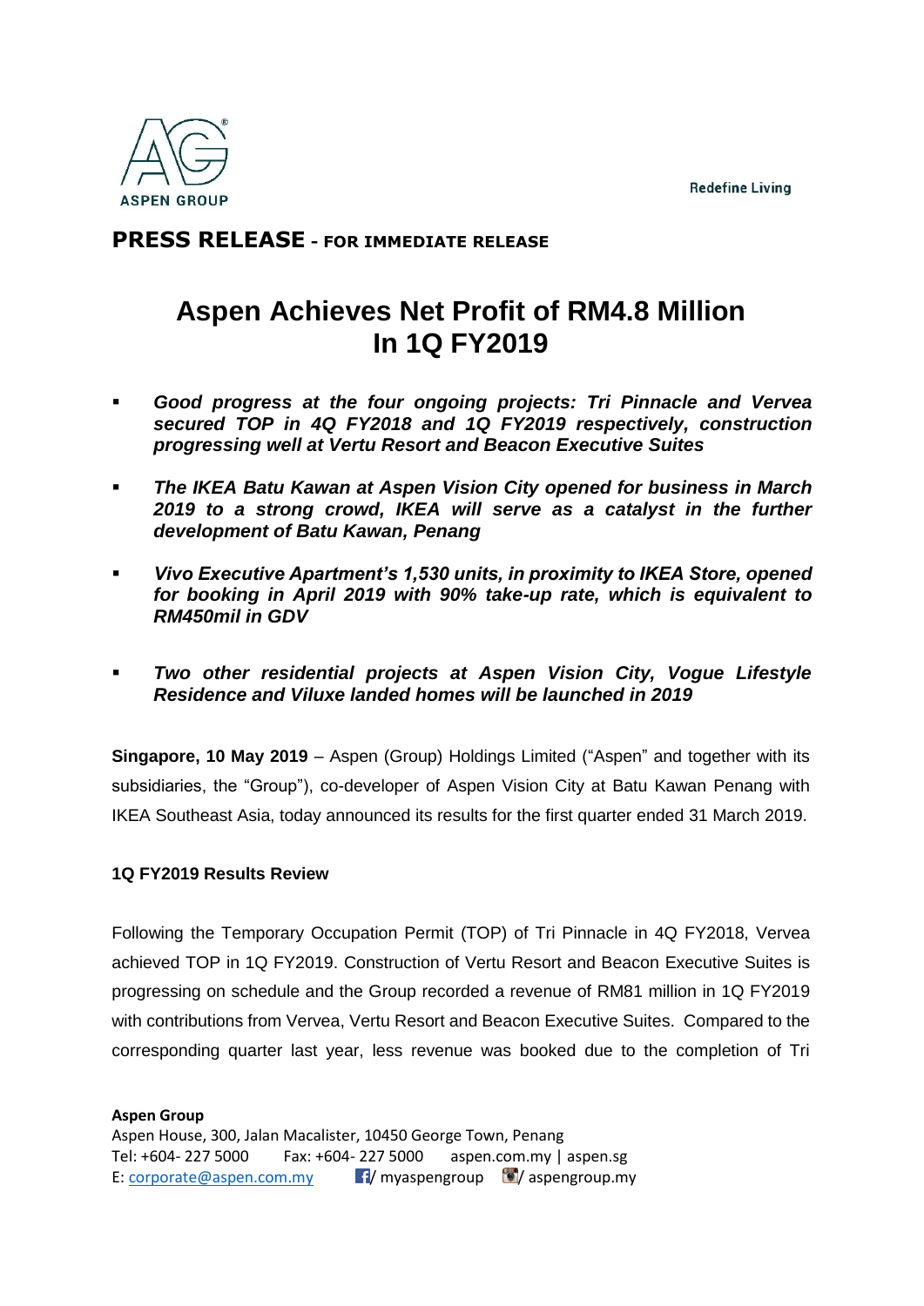ASPEN GROUP

Redefine Living

**PRESS RELEASE - FOR IMMEDIATE RELEASE**

# Aspen Achieves Net Profit of RM4.8 Million In 1Q FY2019

- ***Good progress at the four ongoing projects: Tri Pinnacle and Vervea secured TOP in 4Q FY2018 and 1Q FY2019 respectively, construction progressing well at Vertu Resort and Beacon Executive Suites***
- ***The IKEA Batu Kawan at Aspen Vision City opened for business in March 2019 to a strong crowd, IKEA will serve as a catalyst in the further development of Batu Kawan, Penang***
- ***Vivo Executive Apartment's 1,530 units, in proximity to IKEA Store, opened for booking in April 2019 with 90% take-up rate, which is equivalent to RM450mil in GDV***
- ***Two other residential projects at Aspen Vision City, Vogue Lifestyle Residence and Viluxe landed homes will be launched in 2019***

**Singapore, 10 May 2019** – Aspen (Group) Holdings Limited ("Aspen" and together with its subsidiaries, the "Group"), co-developer of Aspen Vision City at Batu Kawan Penang with IKEA Southeast Asia, today announced its results for the first quarter ended 31 March 2019.

**1Q FY2019 Results Review**

Following the Temporary Occupation Permit (TOP) of Tri Pinnacle in 4Q FY2018, Vervea achieved TOP in 1Q FY2019. Construction of Vertu Resort and Beacon Executive Suites is progressing on schedule and the Group recorded a revenue of RM81 million in 1Q FY2019 with contributions from Vervea, Vertu Resort and Beacon Executive Suites. Compared to the corresponding quarter last year, less revenue was booked due to the completion of Tri

**Aspen Group**
Aspen House, 300, Jalan Macalister, 10450 George Town, Penang
Tel: +604- 227 5000 Fax: +604- 227 5000 aspen.com.my | aspen.sg
E: corporate@aspen.com.my / myaspengroup / aspengroup.my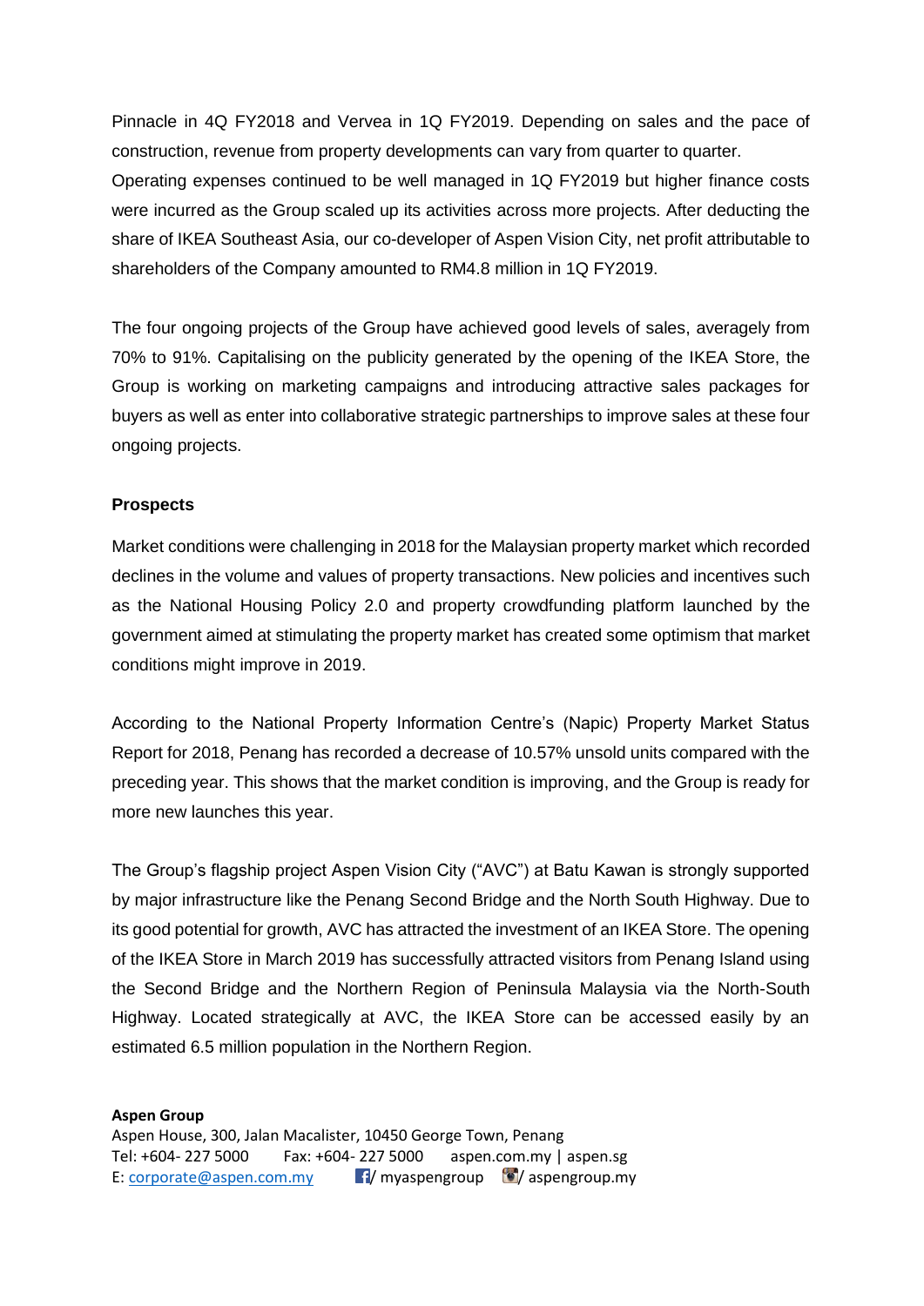Pinnacle in 4Q FY2018 and Vervea in 1Q FY2019. Depending on sales and the pace of construction, revenue from property developments can vary from quarter to quarter.
Operating expenses continued to be well managed in 1Q FY2019 but higher finance costs were incurred as the Group scaled up its activities across more projects. After deducting the share of IKEA Southeast Asia, our co-developer of Aspen Vision City, net profit attributable to shareholders of the Company amounted to RM4.8 million in 1Q FY2019.

The four ongoing projects of the Group have achieved good levels of sales, averagely from 70% to 91%. Capitalising on the publicity generated by the opening of the IKEA Store, the Group is working on marketing campaigns and introducing attractive sales packages for buyers as well as enter into collaborative strategic partnerships to improve sales at these four ongoing projects.

**Prospects**

Market conditions were challenging in 2018 for the Malaysian property market which recorded declines in the volume and values of property transactions. New policies and incentives such as the National Housing Policy 2.0 and property crowdfunding platform launched by the government aimed at stimulating the property market has created some optimism that market conditions might improve in 2019.

According to the National Property Information Centre's (Napic) Property Market Status Report for 2018, Penang has recorded a decrease of 10.57% unsold units compared with the preceding year. This shows that the market condition is improving, and the Group is ready for more new launches this year.

The Group's flagship project Aspen Vision City ("AVC") at Batu Kawan is strongly supported by major infrastructure like the Penang Second Bridge and the North South Highway. Due to its good potential for growth, AVC has attracted the investment of an IKEA Store. The opening of the IKEA Store in March 2019 has successfully attracted visitors from Penang Island using the Second Bridge and the Northern Region of Peninsula Malaysia via the North-South Highway. Located strategically at AVC, the IKEA Store can be accessed easily by an estimated 6.5 million population in the Northern Region.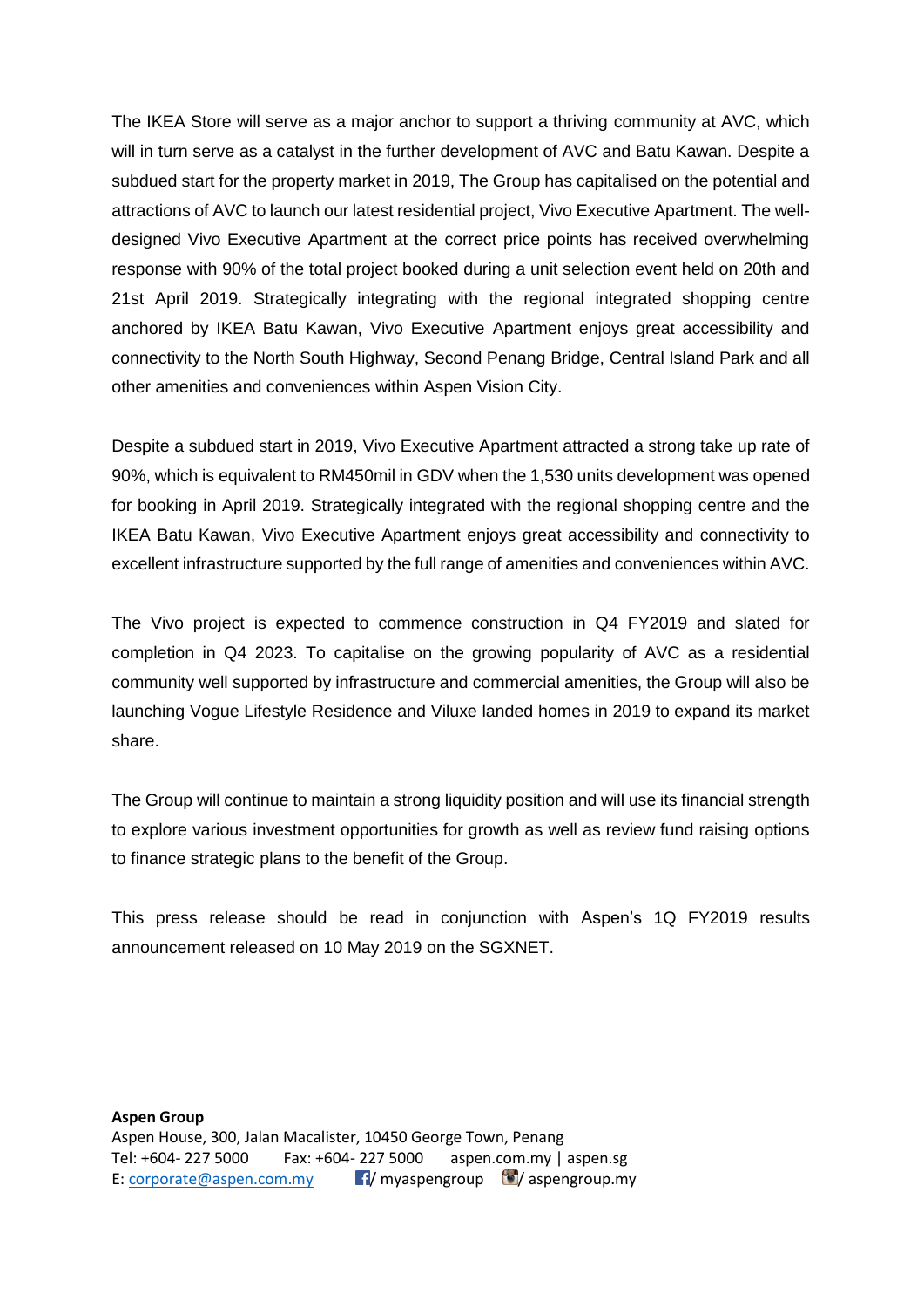The IKEA Store will serve as a major anchor to support a thriving community at AVC, which will in turn serve as a catalyst in the further development of AVC and Batu Kawan. Despite a subdued start for the property market in 2019, The Group has capitalised on the potential and attractions of AVC to launch our latest residential project, Vivo Executive Apartment. The well-designed Vivo Executive Apartment at the correct price points has received overwhelming response with 90% of the total project booked during a unit selection event held on 20th and 21st April 2019. Strategically integrating with the regional integrated shopping centre anchored by IKEA Batu Kawan, Vivo Executive Apartment enjoys great accessibility and connectivity to the North South Highway, Second Penang Bridge, Central Island Park and all other amenities and conveniences within Aspen Vision City.

Despite a subdued start in 2019, Vivo Executive Apartment attracted a strong take up rate of 90%, which is equivalent to RM450mil in GDV when the 1,530 units development was opened for booking in April 2019. Strategically integrated with the regional shopping centre and the IKEA Batu Kawan, Vivo Executive Apartment enjoys great accessibility and connectivity to excellent infrastructure supported by the full range of amenities and conveniences within AVC.

The Vivo project is expected to commence construction in Q4 FY2019 and slated for completion in Q4 2023. To capitalise on the growing popularity of AVC as a residential community well supported by infrastructure and commercial amenities, the Group will also be launching Vogue Lifestyle Residence and Viluxe landed homes in 2019 to expand its market share.

The Group will continue to maintain a strong liquidity position and will use its financial strength to explore various investment opportunities for growth as well as review fund raising options to finance strategic plans to the benefit of the Group.

This press release should be read in conjunction with Aspen's 1Q FY2019 results announcement released on 10 May 2019 on the SGXNET.

**Aspen Group**
Aspen House, 300, Jalan Macalister, 10450 George Town, Penang
Tel: +604- 227 5000 Fax: +604- 227 5000 aspen.com.my | aspen.sg
E: corporate@aspen.com.my / myaspengroup / aspengroup.my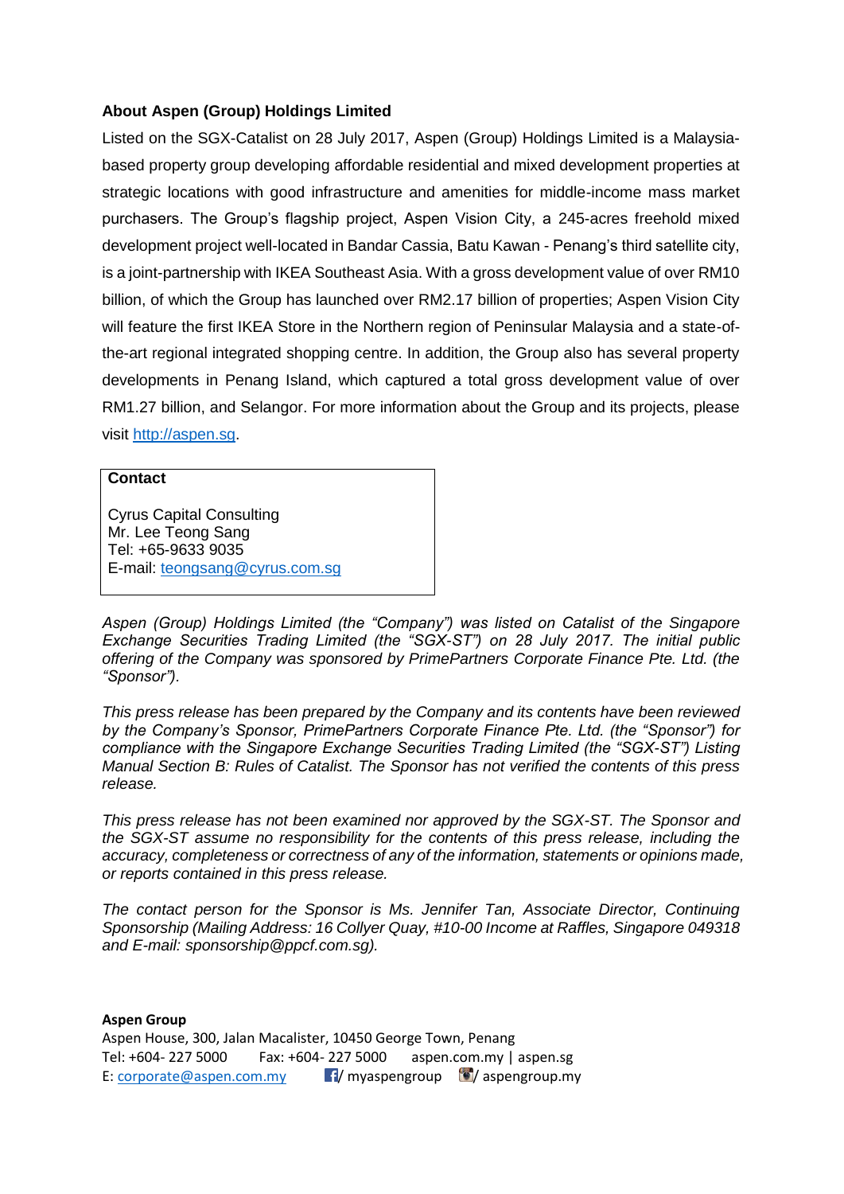**About Aspen (Group) Holdings Limited**

Listed on the SGX-Catalist on 28 July 2017, Aspen (Group) Holdings Limited is a Malaysia-based property group developing affordable residential and mixed development properties at strategic locations with good infrastructure and amenities for middle-income mass market purchasers. The Group's flagship project, Aspen Vision City, a 245-acres freehold mixed development project well-located in Bandar Cassia, Batu Kawan - Penang's third satellite city, is a joint-partnership with IKEA Southeast Asia. With a gross development value of over RM10 billion, of which the Group has launched over RM2.17 billion of properties; Aspen Vision City will feature the first IKEA Store in the Northern region of Peninsular Malaysia and a state-of-the-art regional integrated shopping centre. In addition, the Group also has several property developments in Penang Island, which captured a total gross development value of over RM1.27 billion, and Selangor. For more information about the Group and its projects, please visit http://aspen.sg.

**Contact**

Cyrus Capital Consulting
Mr. Lee Teong Sang
Tel: +65-9633 9035
E-mail: teongsang@cyrus.com.sg

*Aspen (Group) Holdings Limited (the "Company") was listed on Catalist of the Singapore Exchange Securities Trading Limited (the "SGX-ST") on 28 July 2017. The initial public offering of the Company was sponsored by PrimePartners Corporate Finance Pte. Ltd. (the "Sponsor").*

*This press release has been prepared by the Company and its contents have been reviewed by the Company's Sponsor, PrimePartners Corporate Finance Pte. Ltd. (the "Sponsor") for compliance with the Singapore Exchange Securities Trading Limited (the "SGX-ST") Listing Manual Section B: Rules of Catalist. The Sponsor has not verified the contents of this press release.*

*This press release has not been examined nor approved by the SGX-ST. The Sponsor and the SGX-ST assume no responsibility for the contents of this press release, including the accuracy, completeness or correctness of any of the information, statements or opinions made, or reports contained in this press release.*

*The contact person for the Sponsor is Ms. Jennifer Tan, Associate Director, Continuing Sponsorship (Mailing Address: 16 Collyer Quay, #10-00 Income at Raffles, Singapore 049318 and E-mail: sponsorship@ppcf.com.sg).*

**Aspen Group**
Aspen House, 300, Jalan Macalister, 10450 George Town, Penang
Tel: +604- 227 5000 Fax: +604- 227 5000 aspen.com.my | aspen.sg
E: corporate@aspen.com.my / myaspengroup / aspengroup.my